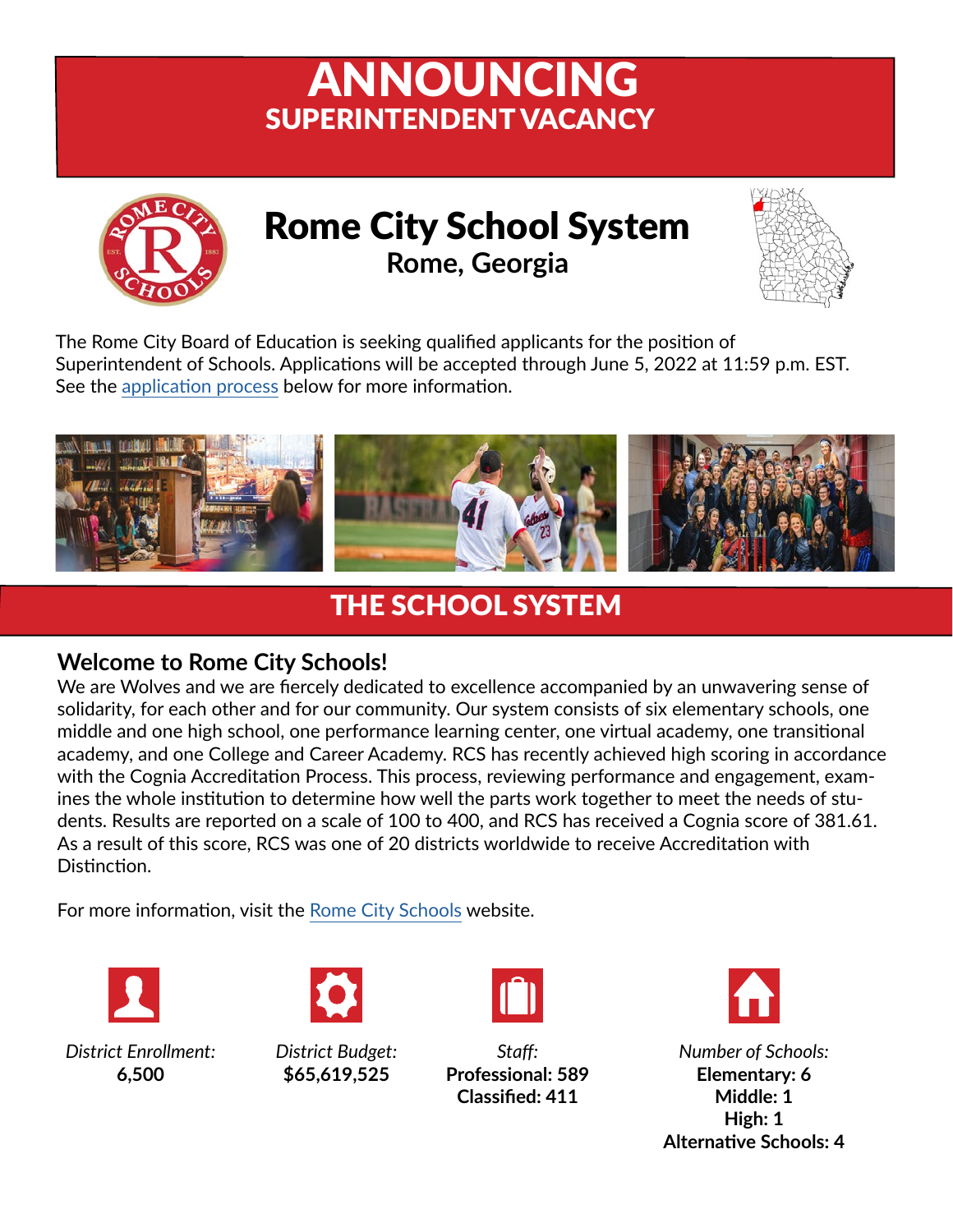# ANNOUNCING
## SUPERINTENDENT VACANCY

# Rome City School System
### Rome, Georgia

The Rome City Board of Education is seeking qualified applicants for the position of Superintendent of Schools. Applications will be accepted through June 5, 2022 at 11:59 p.m. EST. See the application process below for more information.

## THE SCHOOL SYSTEM

### Welcome to Rome City Schools!

We are Wolves and we are fiercely dedicated to excellence accompanied by an unwavering sense of solidarity, for each other and for our community. Our system consists of six elementary schools, one middle and one high school, one performance learning center, one virtual academy, one transitional academy, and one College and Career Academy. RCS has recently achieved high scoring in accordance with the Cognia Accreditation Process. This process, reviewing performance and engagement, examines the whole institution to determine how well the parts work together to meet the needs of students. Results are reported on a scale of 100 to 400, and RCS has received a Cognia score of 381.61. As a result of this score, RCS was one of 20 districts worldwide to receive Accreditation with Distinction.

For more information, visit the Rome City Schools website.

*District Enrollment:*
**6,500**

*District Budget:*
**$65,619,525**

*Staff:*
**Professional: 589**
**Classified: 411**

*Number of Schools:*
**Elementary: 6**
**Middle: 1**
**High: 1**
**Alternative Schools: 4**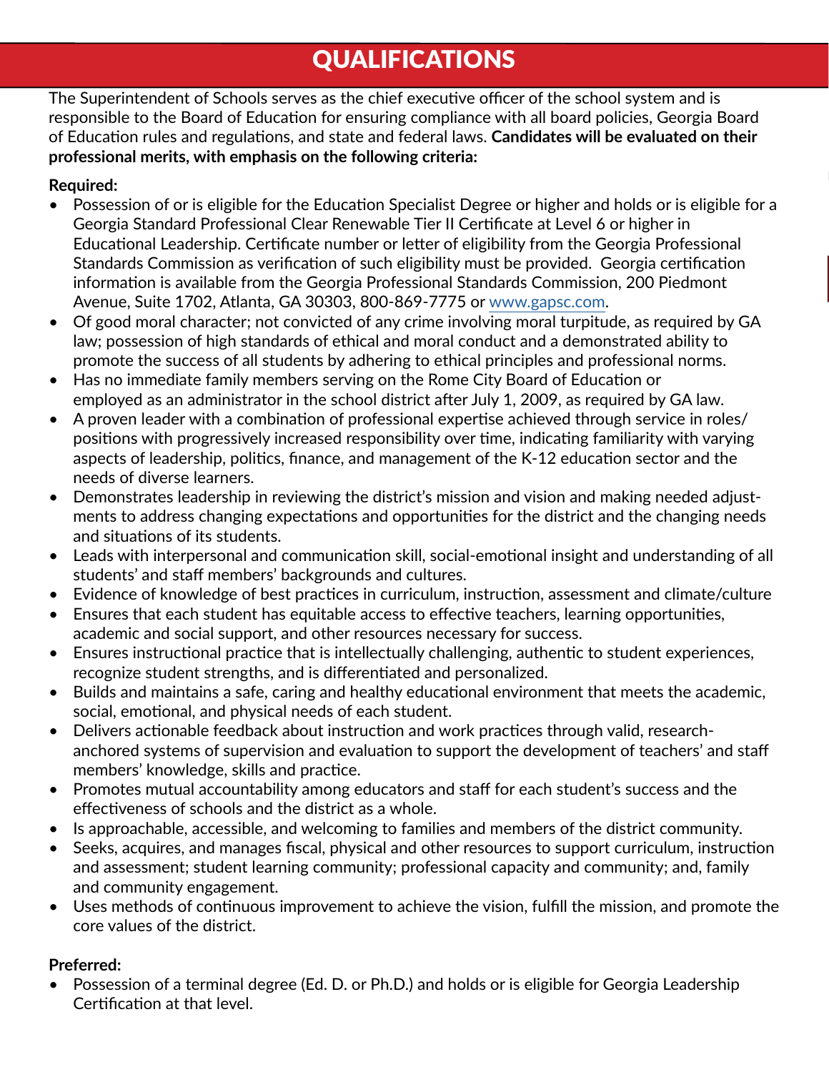# QUALIFICATIONS

The Superintendent of Schools serves as the chief executive officer of the school system and is responsible to the Board of Education for ensuring compliance with all board policies, Georgia Board of Education rules and regulations, and state and federal laws. **Candidates will be evaluated on their professional merits, with emphasis on the following criteria:**

**Required:**

- Possession of or is eligible for the Education Specialist Degree or higher and holds or is eligible for a Georgia Standard Professional Clear Renewable Tier II Certificate at Level 6 or higher in Educational Leadership. Certificate number or letter of eligibility from the Georgia Professional Standards Commission as verification of such eligibility must be provided. Georgia certification information is available from the Georgia Professional Standards Commission, 200 Piedmont Avenue, Suite 1702, Atlanta, GA 30303, 800-869-7775 or www.gapsc.com.
- Of good moral character; not convicted of any crime involving moral turpitude, as required by GA law; possession of high standards of ethical and moral conduct and a demonstrated ability to promote the success of all students by adhering to ethical principles and professional norms.
- Has no immediate family members serving on the Rome City Board of Education or employed as an administrator in the school district after July 1, 2009, as required by GA law.
- A proven leader with a combination of professional expertise achieved through service in roles/ positions with progressively increased responsibility over time, indicating familiarity with varying aspects of leadership, politics, finance, and management of the K-12 education sector and the needs of diverse learners.
- Demonstrates leadership in reviewing the district's mission and vision and making needed adjustments to address changing expectations and opportunities for the district and the changing needs and situations of its students.
- Leads with interpersonal and communication skill, social-emotional insight and understanding of all students' and staff members' backgrounds and cultures.
- Evidence of knowledge of best practices in curriculum, instruction, assessment and climate/culture
- Ensures that each student has equitable access to effective teachers, learning opportunities, academic and social support, and other resources necessary for success.
- Ensures instructional practice that is intellectually challenging, authentic to student experiences, recognize student strengths, and is differentiated and personalized.
- Builds and maintains a safe, caring and healthy educational environment that meets the academic, social, emotional, and physical needs of each student.
- Delivers actionable feedback about instruction and work practices through valid, research-anchored systems of supervision and evaluation to support the development of teachers' and staff members' knowledge, skills and practice.
- Promotes mutual accountability among educators and staff for each student's success and the effectiveness of schools and the district as a whole.
- Is approachable, accessible, and welcoming to families and members of the district community.
- Seeks, acquires, and manages fiscal, physical and other resources to support curriculum, instruction and assessment; student learning community; professional capacity and community; and, family and community engagement.
- Uses methods of continuous improvement to achieve the vision, fulfill the mission, and promote the core values of the district.

**Preferred:**

- Possession of a terminal degree (Ed. D. or Ph.D.) and holds or is eligible for Georgia Leadership Certification at that level.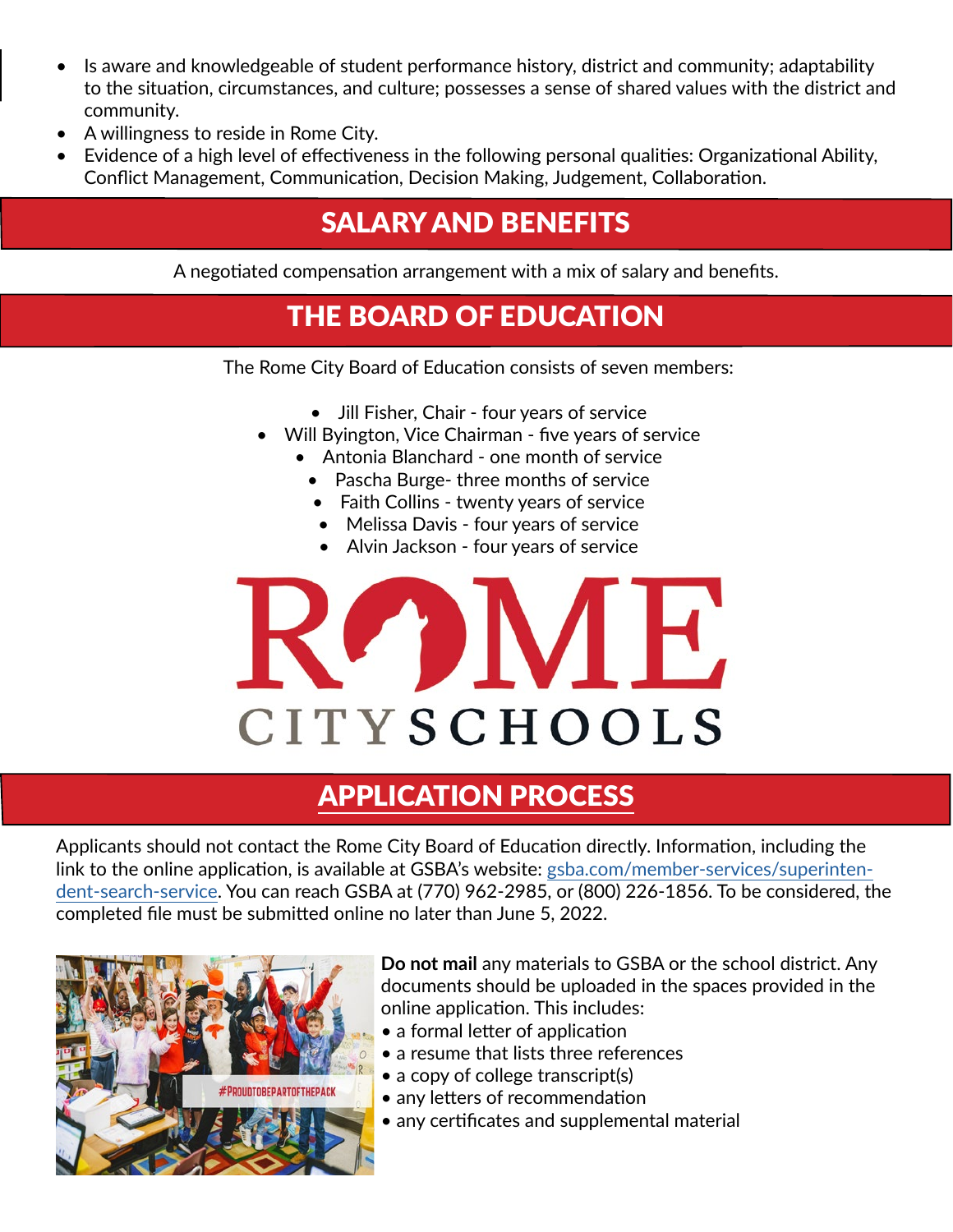- Is aware and knowledgeable of student performance history, district and community; adaptability to the situation, circumstances, and culture; possesses a sense of shared values with the district and community.
- A willingness to reside in Rome City.
- Evidence of a high level of effectiveness in the following personal qualities: Organizational Ability, Conflict Management, Communication, Decision Making, Judgement, Collaboration.

## SALARY AND BENEFITS

A negotiated compensation arrangement with a mix of salary and benefits.

## THE BOARD OF EDUCATION

The Rome City Board of Education consists of seven members:

- Jill Fisher, Chair - four years of service
- Will Byington, Vice Chairman - five years of service
- Antonia Blanchard - one month of service
- Pascha Burge- three months of service
- Faith Collins - twenty years of service
- Melissa Davis - four years of service
- Alvin Jackson - four years of service

## APPLICATION PROCESS

Applicants should not contact the Rome City Board of Education directly. Information, including the link to the online application, is available at GSBA's website: gsba.com/member-services/superintendent-search-service. You can reach GSBA at (770) 962-2985, or (800) 226-1856. To be considered, the completed file must be submitted online no later than June 5, 2022.

**Do not mail** any materials to GSBA or the school district. Any documents should be uploaded in the spaces provided in the online application. This includes:

- a formal letter of application
- a resume that lists three references
- a copy of college transcript(s)
- any letters of recommendation
- any certificates and supplemental material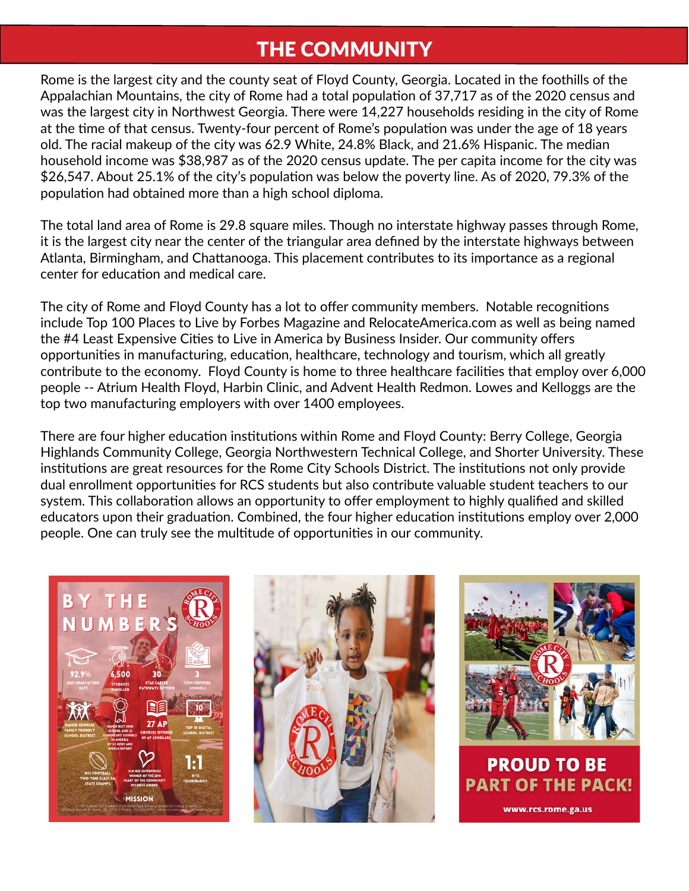# THE COMMUNITY

Rome is the largest city and the county seat of Floyd County, Georgia. Located in the foothills of the Appalachian Mountains, the city of Rome had a total population of 37,717 as of the 2020 census and was the largest city in Northwest Georgia. There were 14,227 households residing in the city of Rome at the time of that census. Twenty-four percent of Rome's population was under the age of 18 years old. The racial makeup of the city was 62.9 White, 24.8% Black, and 21.6% Hispanic. The median household income was $38,987 as of the 2020 census update. The per capita income for the city was $26,547. About 25.1% of the city's population was below the poverty line. As of 2020, 79.3% of the population had obtained more than a high school diploma.

The total land area of Rome is 29.8 square miles. Though no interstate highway passes through Rome, it is the largest city near the center of the triangular area defined by the interstate highways between Atlanta, Birmingham, and Chattanooga. This placement contributes to its importance as a regional center for education and medical care.

The city of Rome and Floyd County has a lot to offer community members. Notable recognitions include Top 100 Places to Live by Forbes Magazine and RelocateAmerica.com as well as being named the #4 Least Expensive Cities to Live in America by Business Insider. Our community offers opportunities in manufacturing, education, healthcare, technology and tourism, which all greatly contribute to the economy. Floyd County is home to three healthcare facilities that employ over 6,000 people -- Atrium Health Floyd, Harbin Clinic, and Advent Health Redmon. Lowes and Kelloggs are the top two manufacturing employers with over 1400 employees.

There are four higher education institutions within Rome and Floyd County: Berry College, Georgia Highlands Community College, Georgia Northwestern Technical College, and Shorter University. These institutions are great resources for the Rome City Schools District. The institutions not only provide dual enrollment opportunities for RCS students but also contribute valuable student teachers to our system. This collaboration allows an opportunity to offer employment to highly qualified and skilled educators upon their graduation. Combined, the four higher education institutions employ over 2,000 people. One can truly see the multitude of opportunities in our community.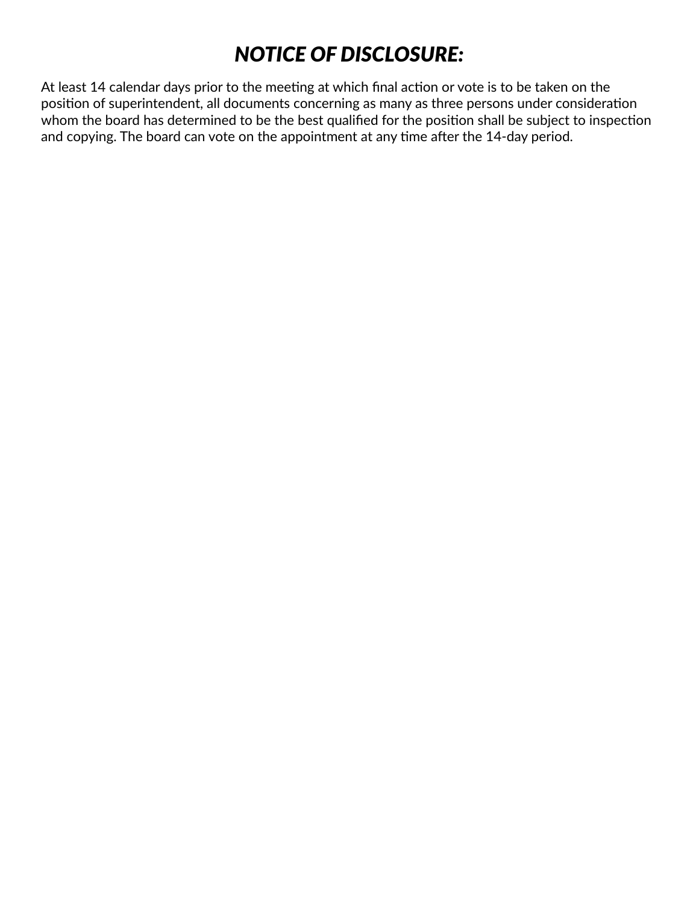## *NOTICE OF DISCLOSURE:*

At least 14 calendar days prior to the meeting at which final action or vote is to be taken on the position of superintendent, all documents concerning as many as three persons under consideration whom the board has determined to be the best qualified for the position shall be subject to inspection and copying. The board can vote on the appointment at any time after the 14-day period.